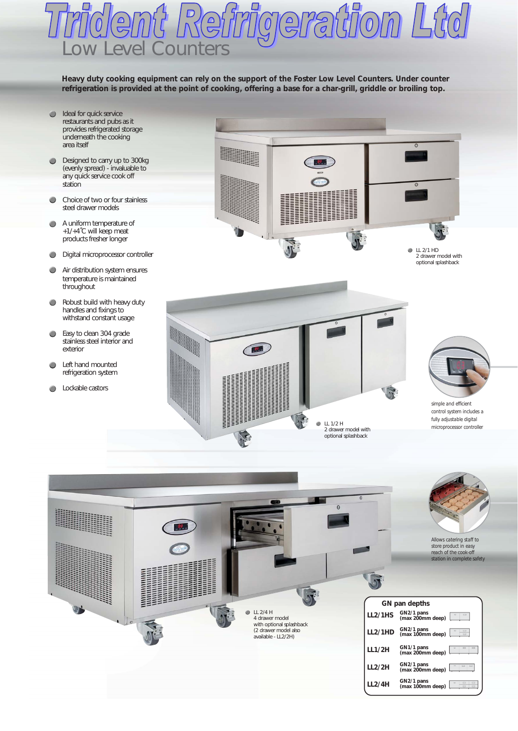# Trident Refrigeration Ltd

## Low Level Counters

**Heavy duty cooking equipment can rely on the support of the Foster Low Level Counters. Under counter refrigeration is provided at the point of cooking, offering a base for a char-grill, griddle or broiling top.**

- Ideal for quick service restaurants and pubs as it provides refrigerated storage underneath the cooking area itself
- Designed to carry up to 300kg (evenly spread) - invaluable to any quick service cook off station
- Choice of two or four stainless steel drawer models
- A uniform temperature of +1/+4°C will keep meat products fresher longer
- Digital microprocessor controller
- Air distribution system ensures temperature is maintained throughout
- Robust build with heavy duty handles and fixings to withstand constant usage
- Easy to clean 304 grade stainless steel interior and exterior
- Left hand mounted refrigeration system
- Lockable castors

LL 2/1 HD
2 drawer model with optional splashback

LL 1/2 H
2 drawer model with optional splashback

simple and efficient control system includes a fully adjustable digital microprocessor controller

Allows catering staff to store product in easy reach of the cook-off station in complete safety

LL 2/4 H
4 drawer model with optional splashback (2 drawer model also available - LL2/2H)

**GN pan depths**

| Model | GN pans |
|---|---|
| LL2/1HS | GN2/1 pans (max 200mm deep) |
| LL2/1HD | GN2/1 pans (max 100mm deep) |
| LL1/2H | GN1/1 pans (max 200mm deep) |
| LL2/2H | GN2/1 pans (max 200mm deep) |
| LL2/4H | GN2/1 pans (max 100mm deep) |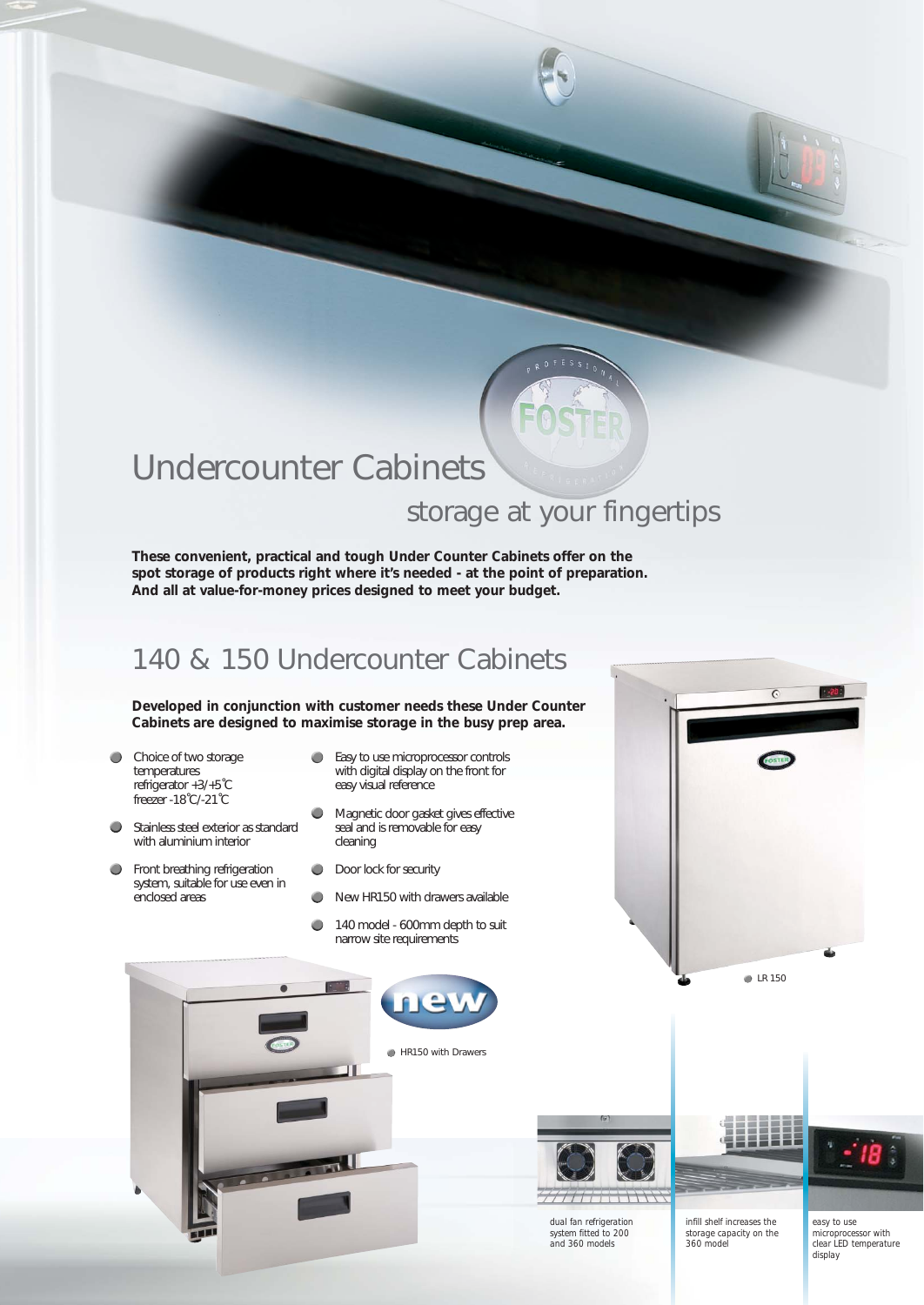# Undercounter Cabinets

## storage at your fingertips

**These convenient, practical and tough Under Counter Cabinets offer on the spot storage of products right where it's needed - at the point of preparation. And all at value-for-money prices designed to meet your budget.**

## 140 & 150 Undercounter Cabinets

**Developed in conjunction with customer needs these Under Counter Cabinets are designed to maximise storage in the busy prep area.**

- Choice of two storage temperatures refrigerator +3/+5˚C freezer -18˚C/-21˚C
- Stainless steel exterior as standard with aluminium interior
- Front breathing refrigeration system, suitable for use even in enclosed areas
- Easy to use microprocessor controls with digital display on the front for easy visual reference
- Magnetic door gasket gives effective seal and is removable for easy cleaning
- Door lock for security
- New HR150 with drawers available
- 140 model - 600mm depth to suit narrow site requirements

LR 150

new

HR150 with Drawers

dual fan refrigeration system fitted to 200 and 360 models

infill shelf increases the storage capacity on the 360 model

easy to use microprocessor with clear LED temperature display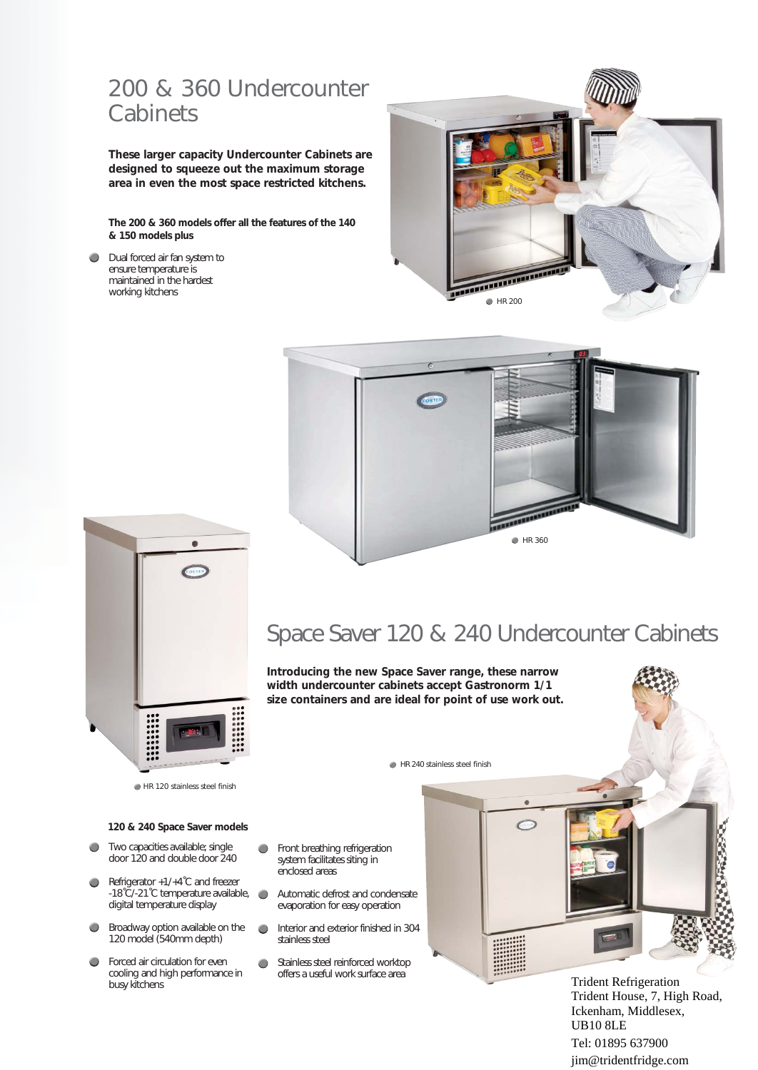# 200 & 360 Undercounter Cabinets

**These larger capacity Undercounter Cabinets are designed to squeeze out the maximum storage area in even the most space restricted kitchens.**

**The 200 & 360 models offer all the features of the 140 & 150 models plus**

- Dual forced air fan system to ensure temperature is maintained in the hardest working kitchens

HR 200

HR 360

# Space Saver 120 & 240 Undercounter Cabinets

**Introducing the new Space Saver range, these narrow width undercounter cabinets accept Gastronorm 1/1 size containers and are ideal for point of use work out.**

HR 120 stainless steel finish

HR 240 stainless steel finish

**120 & 240 Space Saver models**

- Two capacities available; single door 120 and double door 240
- Refrigerator +1/+4°C and freezer -18°C/-21°C temperature available, digital temperature display
- Broadway option available on the 120 model (540mm depth)
- Forced air circulation for even cooling and high performance in busy kitchens
- Front breathing refrigeration system facilitates siting in enclosed areas
- Automatic defrost and condensate evaporation for easy operation
- Interior and exterior finished in 304 stainless steel
- Stainless steel reinforced worktop offers a useful work surface area

Trident Refrigeration
Trident House, 7, High Road,
Ickenham, Middlesex,
UB10 8LE
Tel: 01895 637900
jim@tridentfridge.com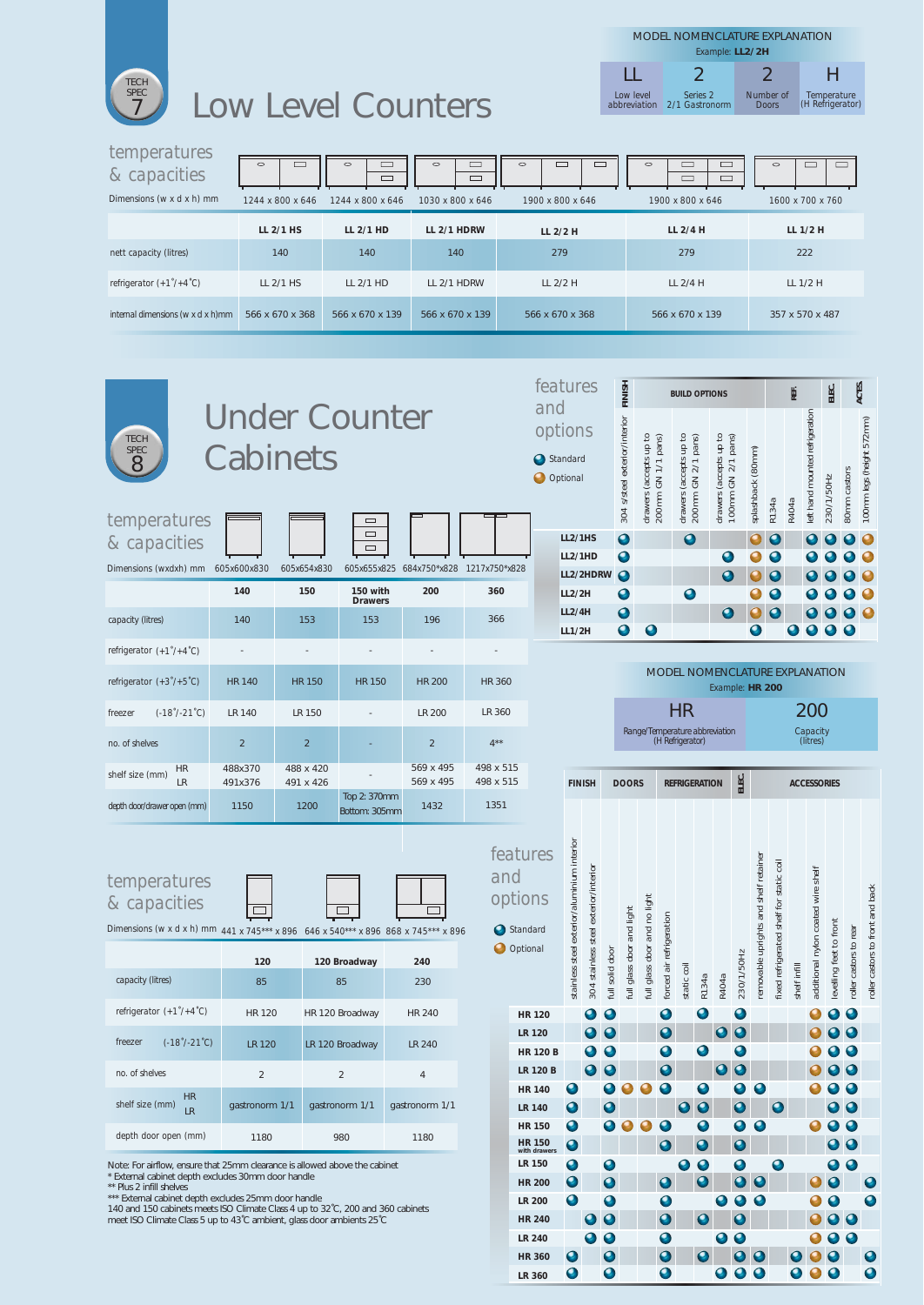# TECH SPEC 7

# Low Level Counters

**MODEL NOMENCLATURE EXPLANATION**

Example: **LL2/2H**

| LL | 2 | 2 | H |
|---|---|---|---|
| Low level abbreviation | Series 2 2/1 Gastronorm | Number of Doors | Temperature (H Refrigerator) |

## temperatures & capacities

| Dimensions (w x d x h) mm | 1244 x 800 x 646 | 1244 x 800 x 646 | 1030 x 800 x 646 | 1900 x 800 x 646 | 1900 x 800 x 646 | 1600 x 700 x 760 |
|---|---|---|---|---|---|---|
| | **LL 2/1 HS** | **LL 2/1 HD** | **LL 2/1 HDRW** | **LL 2/2 H** | **LL 2/4 H** | **LL 1/2 H** |
| nett capacity (litres) | 140 | 140 | 140 | 279 | 279 | 222 |
| refrigerator (+1˚/+4˚C) | LL 2/1 HS | LL 2/1 HD | LL 2/1 HDRW | LL 2/2 H | LL 2/4 H | LL 1/2 H |
| internal dimensions (w x d x h)mm | 566 x 670 x 368 | 566 x 670 x 139 | 566 x 670 x 139 | 566 x 670 x 368 | 566 x 670 x 139 | 357 x 570 x 487 |

## features and options

● Standard
○ Optional

| | FINISH | BUILD OPTIONS | | | | REF. | | | ELEC. | ACCES. | |
|---|---|---|---|---|---|---|---|---|---|---|---|
| | 304 s/steel exterior/interior | drawers (accepts up to 200mm GN 1/1 pans) | drawers (accepts up to 200mm GN 2/1 pans) | drawers (accepts up to 100mm GN 2/1 pans) | splashback (80mm) | R134a | R404a | left hand mounted refrigeration | 230/1/50Hz | 80mm castors | 100mm legs (height 572mm) |
| **LL2/1HS** | ● | | ● | | ○ | ● | | ● | ● | ● | ○ |
| **LL2/1HD** | ● | | | ● | ○ | ● | | ● | ● | ● | ○ |
| **LL2/2HDRW** | ● | | | ● | ○ | ● | | ● | ● | ● | ○ |
| **LL2/2H** | ● | | ● | | ○ | ● | | ● | ● | ● | ○ |
| **LL2/4H** | ● | | | ● | ○ | ● | | ● | ● | ● | ○ |
| **LL1/2H** | ● | ● | | | ● | | ● | ● | ● | ● | |

# TECH SPEC 8

# Under Counter Cabinets

## temperatures & capacities

| Dimensions (wxdxh) mm | 605x600x830 | 605x654x830 | 605x655x825 | 684x750*x828 | 1217x750*x828 |
|---|---|---|---|---|---|
| | **140** | **150** | **150 with Drawers** | **200** | **360** |
| capacity (litres) | 140 | 153 | 153 | 196 | 366 |
| refrigerator (+1˚/+4˚C) | - | - | - | - | - |
| refrigerator (+3˚/+5˚C) | HR 140 | HR 150 | HR 150 | HR 200 | HR 360 |
| freezer (-18˚/-21˚C) | LR 140 | LR 150 | - | LR 200 | LR 360 |
| no. of shelves | 2 | 2 | - | 2 | 4** |
| shelf size (mm) HR | 488x370 | 488 x 420 | - | 569 x 495 | 498 x 515 |
| shelf size (mm) LR | 491x376 | 491 x 426 | | 569 x 495 | 498 x 515 |
| depth door/drawer open (mm) | 1150 | 1200 | Top 2: 370mm Bottom: 305mm | 1432 | 1351 |

**MODEL NOMENCLATURE EXPLANATION**

Example: **HR 200**

| HR | 200 |
|---|---|
| Range/Temperature abbreviation (H Refrigerator) | Capacity (litres) |

## temperatures & capacities

| Dimensions (w x d x h) mm | 441 x 745*** x 896 | 646 x 540*** x 896 | 868 x 745*** x 896 |
|---|---|---|---|
| | **120** | **120 Broadway** | **240** |
| capacity (litres) | 85 | 85 | 230 |
| refrigerator (+1˚/+4˚C) | HR 120 | HR 120 Broadway | HR 240 |
| freezer (-18˚/-21˚C) | LR 120 | LR 120 Broadway | LR 240 |
| no. of shelves | 2 | 2 | 4 |
| shelf size (mm) HR / LR | gastronorm 1/1 | gastronorm 1/1 | gastronorm 1/1 |
| depth door open (mm) | 1180 | 980 | 1180 |

Note: For airflow, ensure that 25mm clearance is allowed above the cabinet
* External cabinet depth excludes 30mm door handle
** Plus 2 infill shelves
*** External cabinet depth excludes 25mm door handle
140 and 150 cabinets meets ISO Climate Class 4 up to 32˚C, 200 and 360 cabinets meet ISO Climate Class 5 up to 43˚C ambient, glass door ambients 25˚C

## features and options

● Standard
○ Optional

| | FINISH | | DOORS | | | REFRIGERATION | | | | ELEC. | ACCESSORIES | | | | | | |
|---|---|---|---|---|---|---|---|---|---|---|---|---|---|---|---|---|---|
| | stainless steel exterior/aluminium interior | 304 stainless steel exterior/interior | full solid door | full glass door and light | full glass door and no light | forced air refrigeration | static coil | R134a | R404a | 230/1/50Hz | removable uprights and shelf retainer | fixed refrigerated shelf for static coil | shelf infill | additional nylon coated wire shelf | levelling feet to front | roller castors to rear | roller castors to front and back |
| **HR 120** | | ● | ● | | | ● | | ● | | ● | | | | ○ | ● | ● | |
| **LR 120** | | ● | ● | | | ● | | | ● | ● | | | | ○ | ● | ● | |
| **HR 120 B** | | ● | ● | | | ● | | ● | | ● | | | | ○ | ● | ● | |
| **LR 120 B** | | ● | ● | | | ● | | | ● | ● | | | | ○ | ● | ● | |
| **HR 140** | ● | | ● | ○ | ○ | ● | | ● | | ● | ● | | | ○ | ● | ● | |
| **LR 140** | ● | | ● | | | | ● | ● | | ● | | ● | | | ● | ● | |
| **HR 150** | ● | | ● | ○ | ○ | ● | | ● | | ● | ● | | | ○ | ● | ● | |
| **HR 150** with drawers | ● | | | | | ● | | ● | | ● | | | | | ● | ● | |
| **LR 150** | ● | | ● | | | | ● | ● | | ● | | ● | | | ● | ● | |
| **HR 200** | ● | | ● | | | ● | | ● | | ● | ● | | | ○ | ● | | ● |
| **LR 200** | ● | | ● | | | | | | ● | ● | ● | | | ○ | ● | | ● |
| **HR 240** | | ● | ● | | | ● | | ● | | ● | | | | ○ | ● | ● | |
| **LR 240** | | ● | ● | | | ● | | | ● | ● | | | | ○ | ● | ● | |
| **HR 360** | ● | | ● | | | ● | | ● | | ● | ● | | ● | ○ | ● | | ● |
| **LR 360** | ● | | ● | | | ● | | | ● | ● | ● | | ● | ○ | ● | | ● |